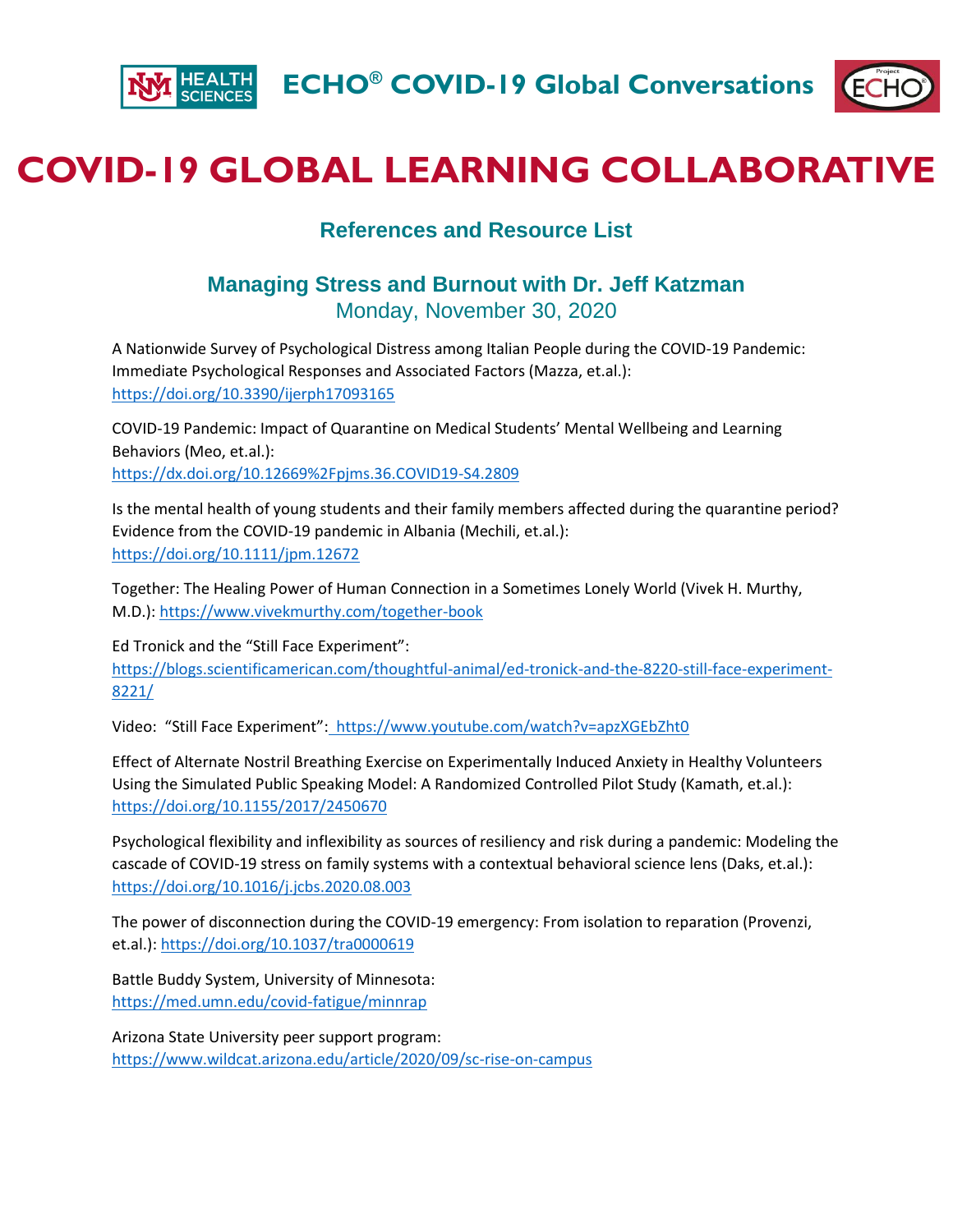ECHO® COVID-19 Global Conversations

# COVID-19 GLOBAL LEARNING COLLABORATIVE

## References and Resource List

### Managing Stress and Burnout with Dr. Jeff Katzman

Monday, November 30, 2020

A Nationwide Survey of Psychological Distress among Italian People during the COVID-19 Pandemic: Immediate Psychological Responses and Associated Factors (Mazza, et.al.): https://doi.org/10.3390/ijerph17093165

COVID-19 Pandemic: Impact of Quarantine on Medical Students' Mental Wellbeing and Learning Behaviors (Meo, et.al.): https://dx.doi.org/10.12669%2Fpjms.36.COVID19-S4.2809

Is the mental health of young students and their family members affected during the quarantine period? Evidence from the COVID-19 pandemic in Albania (Mechili, et.al.): https://doi.org/10.1111/jpm.12672

Together: The Healing Power of Human Connection in a Sometimes Lonely World (Vivek H. Murthy, M.D.): https://www.vivekmurthy.com/together-book

Ed Tronick and the "Still Face Experiment": https://blogs.scientificamerican.com/thoughtful-animal/ed-tronick-and-the-8220-still-face-experiment-8221/

Video: "Still Face Experiment": https://www.youtube.com/watch?v=apzXGEbZht0

Effect of Alternate Nostril Breathing Exercise on Experimentally Induced Anxiety in Healthy Volunteers Using the Simulated Public Speaking Model: A Randomized Controlled Pilot Study (Kamath, et.al.): https://doi.org/10.1155/2017/2450670

Psychological flexibility and inflexibility as sources of resiliency and risk during a pandemic: Modeling the cascade of COVID-19 stress on family systems with a contextual behavioral science lens (Daks, et.al.): https://doi.org/10.1016/j.jcbs.2020.08.003

The power of disconnection during the COVID-19 emergency: From isolation to reparation (Provenzi, et.al.): https://doi.org/10.1037/tra0000619

Battle Buddy System, University of Minnesota: https://med.umn.edu/covid-fatigue/minnrap

Arizona State University peer support program: https://www.wildcat.arizona.edu/article/2020/09/sc-rise-on-campus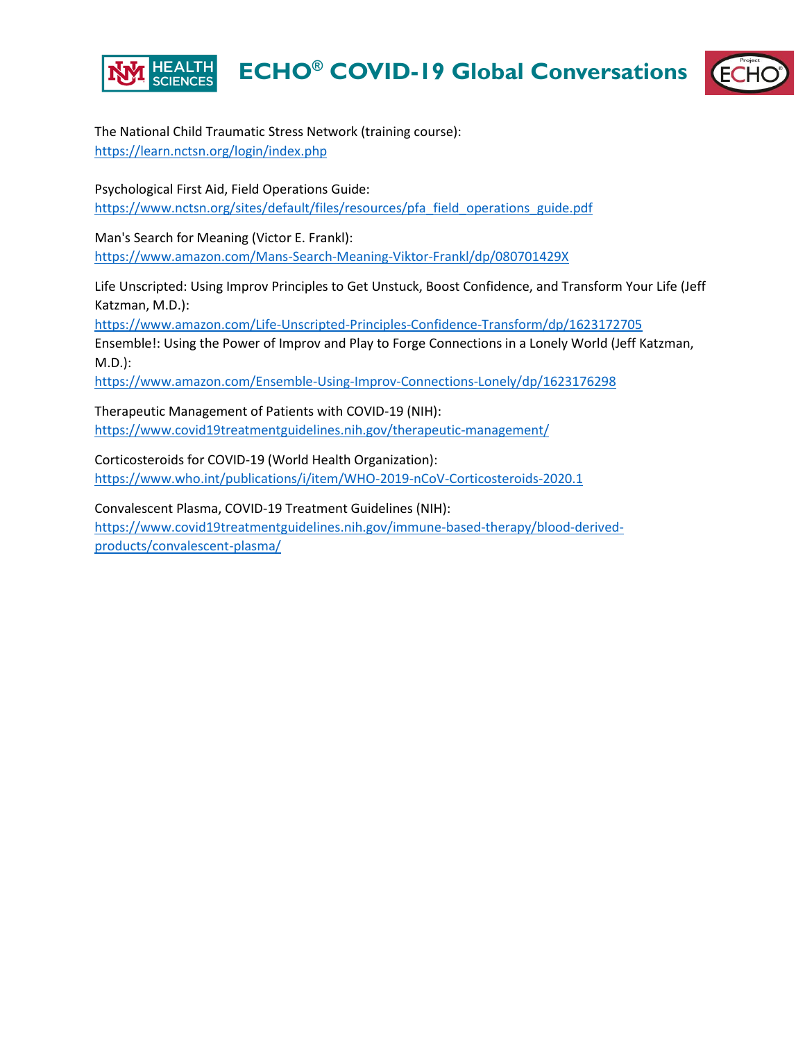The National Child Traumatic Stress Network (training course):
https://learn.nctsn.org/login/index.php

Psychological First Aid, Field Operations Guide:
https://www.nctsn.org/sites/default/files/resources/pfa_field_operations_guide.pdf

Man's Search for Meaning (Victor E. Frankl):
https://www.amazon.com/Mans-Search-Meaning-Viktor-Frankl/dp/080701429X

Life Unscripted: Using Improv Principles to Get Unstuck, Boost Confidence, and Transform Your Life (Jeff Katzman, M.D.):
https://www.amazon.com/Life-Unscripted-Principles-Confidence-Transform/dp/1623172705

Ensemble!: Using the Power of Improv and Play to Forge Connections in a Lonely World (Jeff Katzman, M.D.):
https://www.amazon.com/Ensemble-Using-Improv-Connections-Lonely/dp/1623176298

Therapeutic Management of Patients with COVID-19 (NIH):
https://www.covid19treatmentguidelines.nih.gov/therapeutic-management/

Corticosteroids for COVID-19 (World Health Organization):
https://www.who.int/publications/i/item/WHO-2019-nCoV-Corticosteroids-2020.1

Convalescent Plasma, COVID-19 Treatment Guidelines (NIH):
https://www.covid19treatmentguidelines.nih.gov/immune-based-therapy/blood-derived-products/convalescent-plasma/